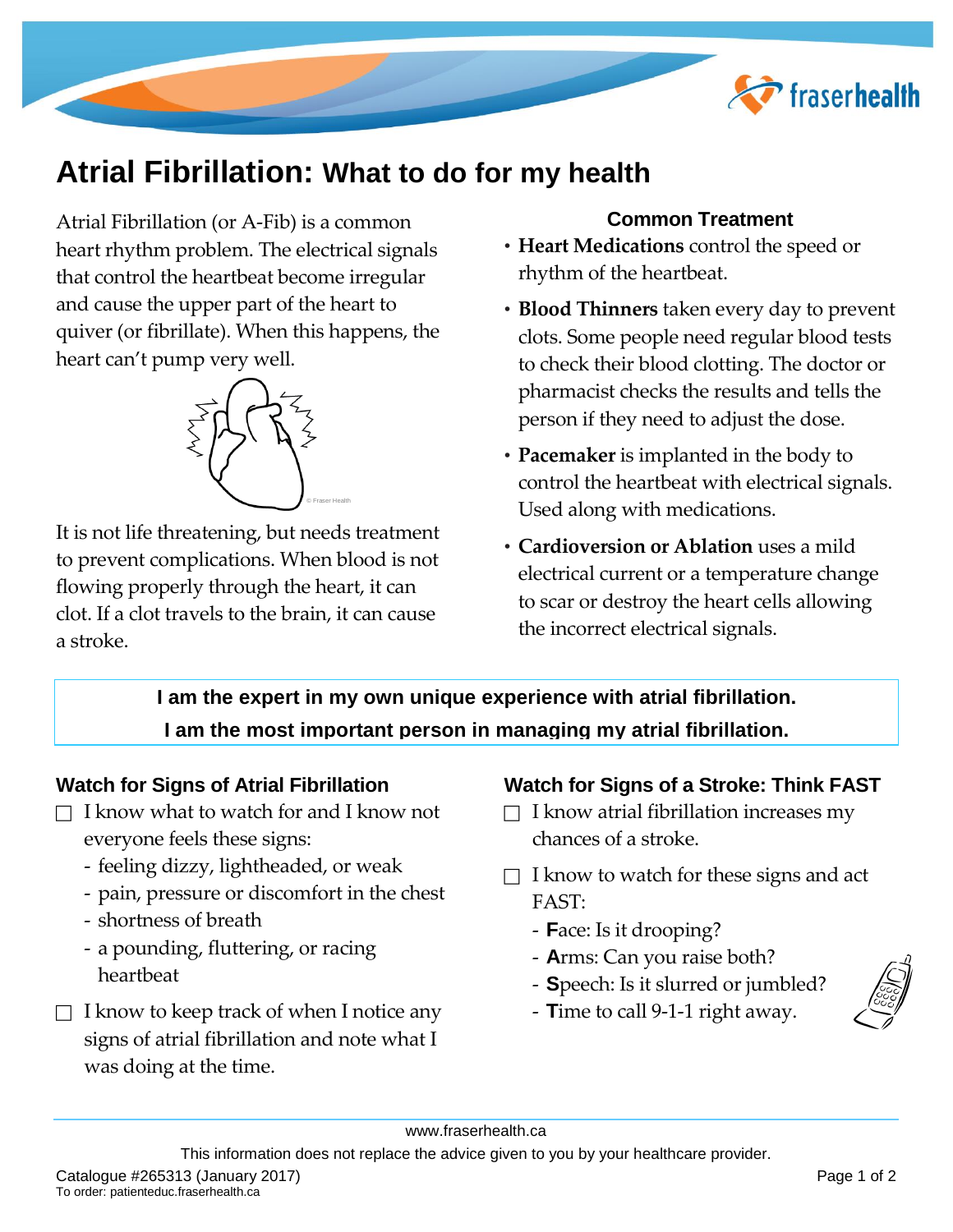# Atrial Fibrillation: What to do for my health

Atrial Fibrillation (or A-Fib) is a common heart rhythm problem. The electrical signals that control the heartbeat become irregular and cause the upper part of the heart to quiver (or fibrillate). When this happens, the heart can't pump very well.

It is not life threatening, but needs treatment to prevent complications. When blood is not flowing properly through the heart, it can clot. If a clot travels to the brain, it can cause a stroke.

### Common Treatment

- **Heart Medications** control the speed or rhythm of the heartbeat.
- **Blood Thinners** taken every day to prevent clots. Some people need regular blood tests to check their blood clotting. The doctor or pharmacist checks the results and tells the person if they need to adjust the dose.
- **Pacemaker** is implanted in the body to control the heartbeat with electrical signals. Used along with medications.
- **Cardioversion or Ablation** uses a mild electrical current or a temperature change to scar or destroy the heart cells allowing the incorrect electrical signals.

**I am the expert in my own unique experience with atrial fibrillation.**
**I am the most important person in managing my atrial fibrillation.**

## Watch for Signs of Atrial Fibrillation

- ☐ I know what to watch for and I know not everyone feels these signs:
  - feeling dizzy, lightheaded, or weak
  - pain, pressure or discomfort in the chest
  - shortness of breath
  - a pounding, fluttering, or racing heartbeat
- ☐ I know to keep track of when I notice any signs of atrial fibrillation and note what I was doing at the time.

## Watch for Signs of a Stroke: Think FAST

- ☐ I know atrial fibrillation increases my chances of a stroke.
- ☐ I know to watch for these signs and act FAST:
  - **F**ace: Is it drooping?
  - **A**rms: Can you raise both?
  - **S**peech: Is it slurred or jumbled?
  - **T**ime to call 9-1-1 right away.

www.fraserhealth.ca

This information does not replace the advice given to you by your healthcare provider.

Catalogue #265313 (January 2017)
To order: patienteduc.fraserhealth.ca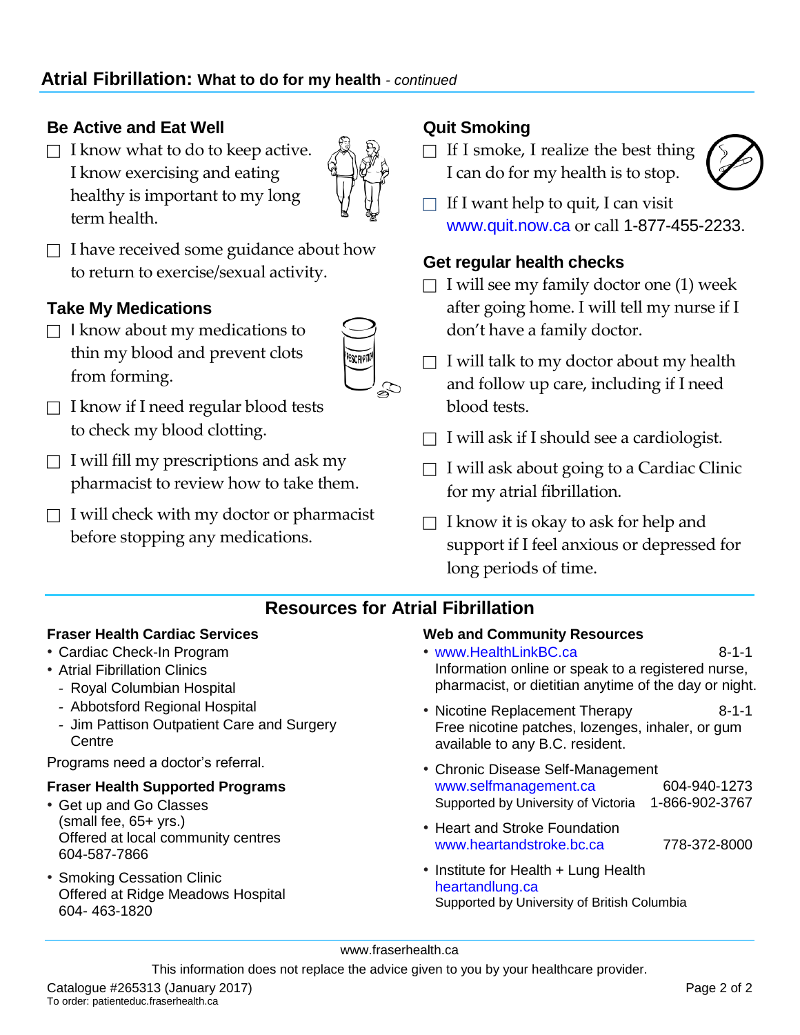# Atrial Fibrillation: What to do for my health - *continued*

## Be Active and Eat Well

- ☐ I know what to do to keep active. I know exercising and eating healthy is important to my long term health.
- ☐ I have received some guidance about how to return to exercise/sexual activity.

## Take My Medications

- ☐ I know about my medications to thin my blood and prevent clots from forming.
- ☐ I know if I need regular blood tests to check my blood clotting.
- ☐ I will fill my prescriptions and ask my pharmacist to review how to take them.
- ☐ I will check with my doctor or pharmacist before stopping any medications.

## Quit Smoking

- ☐ If I smoke, I realize the best thing I can do for my health is to stop.
- ☐ If I want help to quit, I can visit www.quit.now.ca or call 1-877-455-2233.

## Get regular health checks

- ☐ I will see my family doctor one (1) week after going home. I will tell my nurse if I don't have a family doctor.
- ☐ I will talk to my doctor about my health and follow up care, including if I need blood tests.
- ☐ I will ask if I should see a cardiologist.
- ☐ I will ask about going to a Cardiac Clinic for my atrial fibrillation.
- ☐ I know it is okay to ask for help and support if I feel anxious or depressed for long periods of time.

## Resources for Atrial Fibrillation

### Fraser Health Cardiac Services

- Cardiac Check-In Program
- Atrial Fibrillation Clinics
  - Royal Columbian Hospital
  - Abbotsford Regional Hospital
  - Jim Pattison Outpatient Care and Surgery Centre

Programs need a doctor's referral.

### Fraser Health Supported Programs

- Get up and Go Classes
  (small fee, 65+ yrs.)
  Offered at local community centres
  604-587-7866
- Smoking Cessation Clinic
  Offered at Ridge Meadows Hospital
  604- 463-1820

### Web and Community Resources

- www.HealthLinkBC.ca — 8-1-1
  Information online or speak to a registered nurse, pharmacist, or dietitian anytime of the day or night.
- Nicotine Replacement Therapy — 8-1-1
  Free nicotine patches, lozenges, inhaler, or gum available to any B.C. resident.
- Chronic Disease Self-Management
  www.selfmanagement.ca — 604-940-1273
  Supported by University of Victoria — 1-866-902-3767
- Heart and Stroke Foundation
  www.heartandstroke.bc.ca — 778-372-8000
- Institute for Health + Lung Health
  heartandlung.ca
  Supported by University of British Columbia

www.fraserhealth.ca

This information does not replace the advice given to you by your healthcare provider.

Catalogue #265313 (January 2017)
To order: patienteduc.fraserhealth.ca